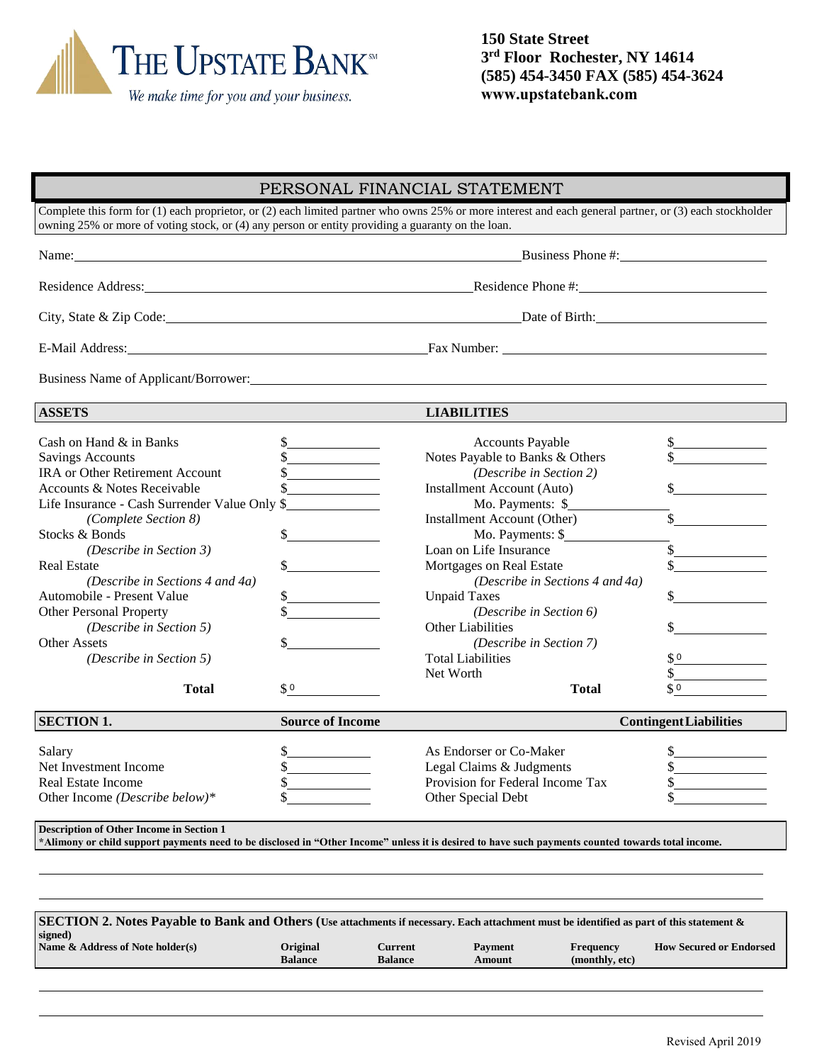**THE UPSTATE BANK**[SM]

*We make time for you and your business.*

**150 State Street**
**3rd Floor Rochester, NY 14614**
**(585) 454-3450 FAX (585) 454-3624**
**www.upstatebank.com**

# PERSONAL FINANCIAL STATEMENT

Complete this form for (1) each proprietor, or (2) each limited partner who owns 25% or more interest and each general partner, or (3) each stockholder owning 25% or more of voting stock, or (4) any person or entity providing a guaranty on the loan.

Name: ____________________ Business Phone #: ____________________

Residence Address: ____________________ Residence Phone #: ____________________

City, State & Zip Code: ____________________ Date of Birth: ____________________

E-Mail Address: ____________________ Fax Number: ____________________

Business Name of Applicant/Borrower: ____________________

| **ASSETS** | | **LIABILITIES** | |
|---|---|---|---|
| Cash on Hand & in Banks | $ | Accounts Payable | $ |
| Savings Accounts | $ | Notes Payable to Banks & Others | $ |
| IRA or Other Retirement Account | $ | *(Describe in Section 2)* | |
| Accounts & Notes Receivable | $ | Installment Account (Auto) | $ |
| Life Insurance - Cash Surrender Value Only | $ | Mo. Payments: $ | |
| *(Complete Section 8)* | | Installment Account (Other) | $ |
| Stocks & Bonds | $ | Mo. Payments: $ | |
| *(Describe in Section 3)* | | Loan on Life Insurance | $ |
| Real Estate | $ | Mortgages on Real Estate | $ |
| *(Describe in Sections 4 and 4a)* | | *(Describe in Sections 4 and 4a)* | |
| Automobile - Present Value | $ | Unpaid Taxes | $ |
| Other Personal Property | $ | *(Describe in Section 6)* | |
| *(Describe in Section 5)* | | Other Liabilities | $ |
| Other Assets | $ | *(Describe in Section 7)* | |
| *(Describe in Section 5)* | | Total Liabilities | $ 0 |
| | | Net Worth | $ |
| **Total** | $ 0 | **Total** | $ 0 |

| **SECTION 1.** | **Source of Income** | | **Contingent Liabilities** |
|---|---|---|---|
| Salary | $ | As Endorser or Co-Maker | $ |
| Net Investment Income | $ | Legal Claims & Judgments | $ |
| Real Estate Income | $ | Provision for Federal Income Tax | $ |
| Other Income *(Describe below)** | $ | Other Special Debt | $ |

**Description of Other Income in Section 1**
***Alimony or child support payments need to be disclosed in "Other Income" unless it is desired to have such payments counted towards total income.**

**SECTION 2. Notes Payable to Bank and Others (Use attachments if necessary. Each attachment must be identified as part of this statement & signed)**

| Name & Address of Note holder(s) | Original Balance | Current Balance | Payment Amount | Frequency (monthly, etc) | How Secured or Endorsed |
|---|---|---|---|---|---|
| | | | | | |
| | | | | | |

Revised April 2019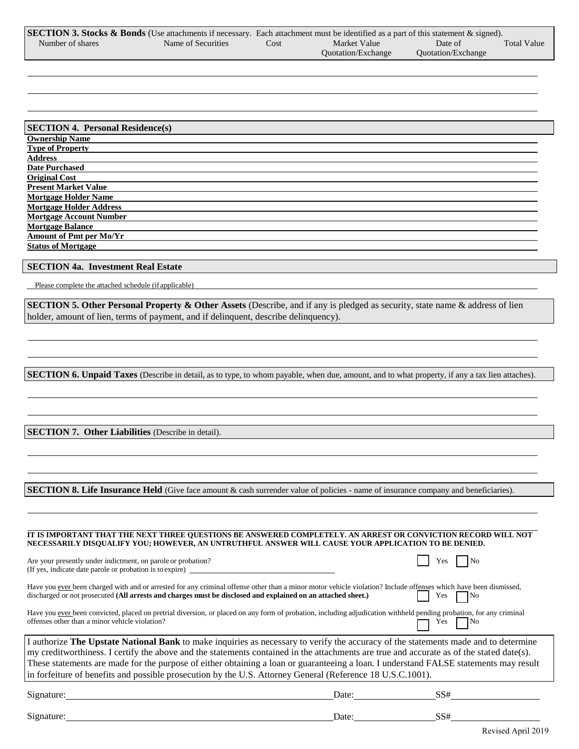**SECTION 3. Stocks & Bonds** (Use attachments if necessary. Each attachment must be identified as a part of this statement & signed).

| Number of shares | Name of Securities | Cost | Market Value Quotation/Exchange | Date of Quotation/Exchange | Total Value |
|---|---|---|---|---|---|
| | | | | | |
| | | | | | |
| | | | | | |

**SECTION 4. Personal Residence(s)**

**Ownership Name**

**Type of Property**

**Address**

**Date Purchased**

**Original Cost**

**Present Market Value**

**Mortgage Holder Name**

**Mortgage Holder Address**

**Mortgage Account Number**

**Mortgage Balance**

**Amount of Pmt per Mo/Yr**

**Status of Mortgage**

**SECTION 4a. Investment Real Estate**

Please complete the attached schedule (if applicable)

**SECTION 5. Other Personal Property & Other Assets** (Describe, and if any is pledged as security, state name & address of lien holder, amount of lien, terms of payment, and if delinquent, describe delinquency).

**SECTION 6. Unpaid Taxes** (Describe in detail, as to type, to whom payable, when due, amount, and to what property, if any a tax lien attaches).

**SECTION 7. Other Liabilities** (Describe in detail).

**SECTION 8. Life Insurance Held** (Give face amount & cash surrender value of policies - name of insurance company and beneficiaries).

**IT IS IMPORTANT THAT THE NEXT THREE QUESTIONS BE ANSWERED COMPLETELY. AN ARREST OR CONVICTION RECORD WILL NOT NECESSARILY DISQUALIFY YOU; HOWEVER, AN UNTRUTHFUL ANSWER WILL CAUSE YOUR APPLICATION TO BE DENIED.**

Are your presently under indictment, on parole or probation? ☐ Yes ☐ No
(If yes, indicate date parole or probation is to expire) ____________________

Have you ever been charged with and or arrested for any criminal offense other than a minor motor vehicle violation? Include offenses which have been dismissed, discharged or not prosecuted **(All arrests and charges must be disclosed and explained on an attached sheet.)** ☐ Yes ☐ No

Have you ever been convicted, placed on pretrial diversion, or placed on any form of probation, including adjudication withheld pending probation, for any criminal offenses other than a minor vehicle violation? ☐ Yes ☐ No

I authorize **The Upstate National Bank** to make inquiries as necessary to verify the accuracy of the statements made and to determine my creditworthiness. I certify the above and the statements contained in the attachments are true and accurate as of the stated date(s). These statements are made for the purpose of either obtaining a loan or guaranteeing a loan. I understand FALSE statements may result in forfeiture of benefits and possible prosecution by the U.S. Attorney General (Reference 18 U.S.C.1001).

Signature: ______________________ Date: ____________ SS# ____________

Signature: ______________________ Date: ____________ SS# ____________

Revised April 2019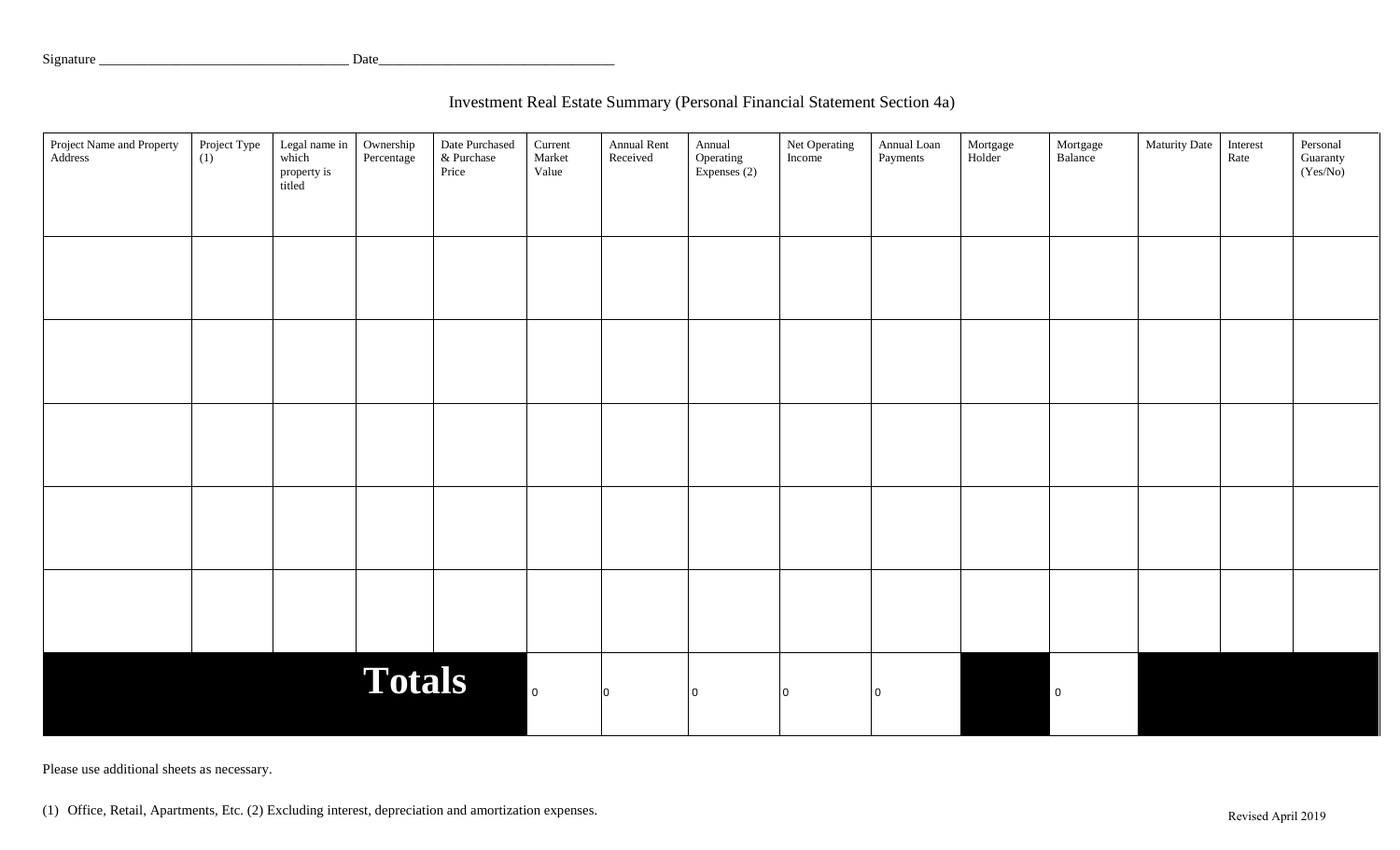Signature ___________________________________ Date_________________________________

Investment Real Estate Summary (Personal Financial Statement Section 4a)

| Project Name and Property Address | Project Type (1) | Legal name in which property is titled | Ownership Percentage | Date Purchased & Purchase Price | Current Market Value | Annual Rent Received | Annual Operating Expenses (2) | Net Operating Income | Annual Loan Payments | Mortgage Holder | Mortgage Balance | Maturity Date | Interest Rate | Personal Guaranty (Yes/No) |
|---|---|---|---|---|---|---|---|---|---|---|---|---|---|---|
| | | | | | | | | | | | | | | |
| | | | | | | | | | | | | | | |
| | | | | | | | | | | | | | | |
| | | | | | | | | | | | | | | |
| | | | | | | | | | | | | | | |
| **Totals** | | | | | 0 | 0 | 0 | 0 | 0 | | 0 | | | |

Please use additional sheets as necessary.

(1) Office, Retail, Apartments, Etc. (2) Excluding interest, depreciation and amortization expenses.

Revised April 2019